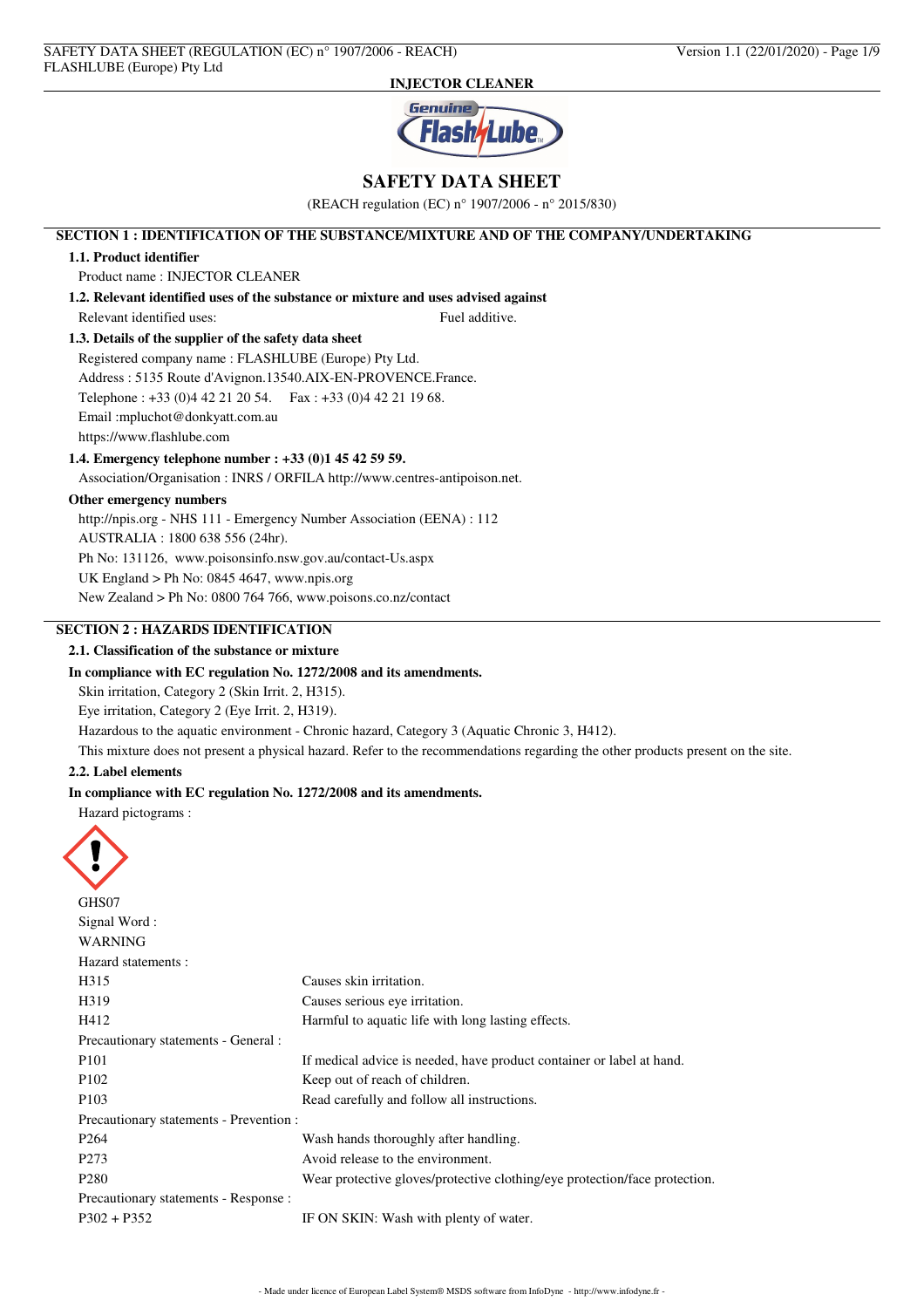**INJECTOR CLEANER**

# SAFETY DATA SHEET

(REACH regulation (EC) n° 1907/2006 - n° 2015/830)

## SECTION 1 : IDENTIFICATION OF THE SUBSTANCE/MIXTURE AND OF THE COMPANY/UNDERTAKING

### 1.1. Product identifier

Product name : INJECTOR CLEANER

### 1.2. Relevant identified uses of the substance or mixture and uses advised against

Relevant identified uses: Fuel additive.

### 1.3. Details of the supplier of the safety data sheet

Registered company name : FLASHLUBE (Europe) Pty Ltd.

Address : 5135 Route d'Avignon.13540.AIX-EN-PROVENCE.France.

Telephone : +33 (0)4 42 21 20 54. Fax : +33 (0)4 42 21 19 68.

Email :mpluchot@donkyatt.com.au

https://www.flashlube.com

### 1.4. Emergency telephone number : +33 (0)1 45 42 59 59.

Association/Organisation : INRS / ORFILA http://www.centres-antipoison.net.

**Other emergency numbers**

http://npis.org - NHS 111 - Emergency Number Association (EENA) : 112

AUSTRALIA : 1800 638 556 (24hr).

Ph No: 131126, www.poisonsinfo.nsw.gov.au/contact-Us.aspx

UK England > Ph No: 0845 4647, www.npis.org

New Zealand > Ph No: 0800 764 766, www.poisons.co.nz/contact

## SECTION 2 : HAZARDS IDENTIFICATION

### 2.1. Classification of the substance or mixture

**In compliance with EC regulation No. 1272/2008 and its amendments.**

Skin irritation, Category 2 (Skin Irrit. 2, H315).

Eye irritation, Category 2 (Eye Irrit. 2, H319).

Hazardous to the aquatic environment - Chronic hazard, Category 3 (Aquatic Chronic 3, H412).

This mixture does not present a physical hazard. Refer to the recommendations regarding the other products present on the site.

### 2.2. Label elements

**In compliance with EC regulation No. 1272/2008 and its amendments.**

Hazard pictograms :

GHS07

Signal Word :

WARNING

Hazard statements :

| | |
|---|---|
| H315 | Causes skin irritation. |
| H319 | Causes serious eye irritation. |
| H412 | Harmful to aquatic life with long lasting effects. |

Precautionary statements - General :

| | |
|---|---|
| P101 | If medical advice is needed, have product container or label at hand. |
| P102 | Keep out of reach of children. |
| P103 | Read carefully and follow all instructions. |

Precautionary statements - Prevention :

| | |
|---|---|
| P264 | Wash hands thoroughly after handling. |
| P273 | Avoid release to the environment. |
| P280 | Wear protective gloves/protective clothing/eye protection/face protection. |

Precautionary statements - Response :

| | |
|---|---|
| P302 + P352 | IF ON SKIN: Wash with plenty of water. |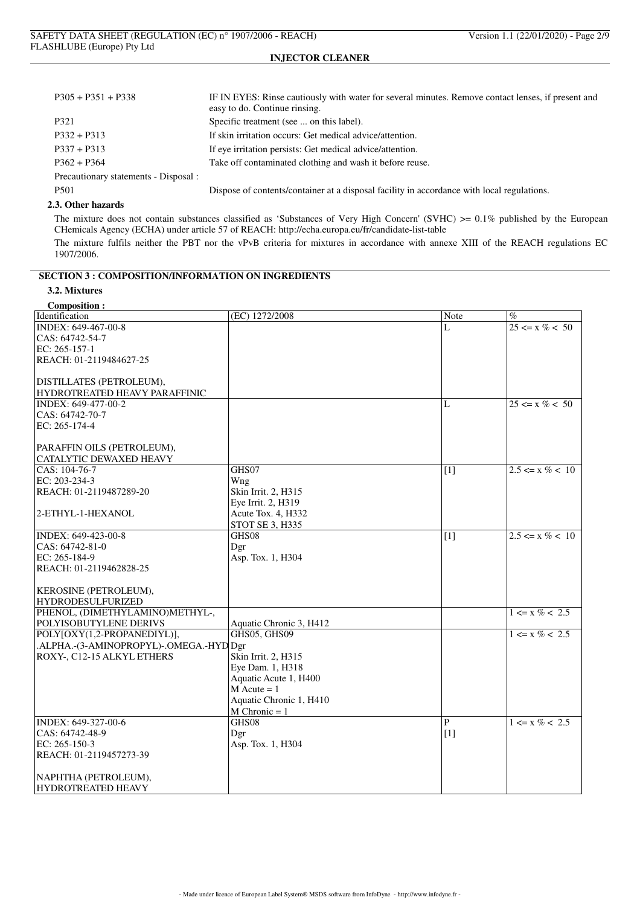| | |
|---|---|
| P305 + P351 + P338 | IF IN EYES: Rinse cautiously with water for several minutes. Remove contact lenses, if present and easy to do. Continue rinsing. |
| P321 | Specific treatment (see ... on this label). |
| P332 + P313 | If skin irritation occurs: Get medical advice/attention. |
| P337 + P313 | If eye irritation persists: Get medical advice/attention. |
| P362 + P364 | Take off contaminated clothing and wash it before reuse. |
| Precautionary statements - Disposal : | |
| P501 | Dispose of contents/container at a disposal facility in accordance with local regulations. |

### 2.3. Other hazards

The mixture does not contain substances classified as 'Substances of Very High Concern' (SVHC) >= 0.1% published by the European CHemicals Agency (ECHA) under article 57 of REACH: http://echa.europa.eu/fr/candidate-list-table

The mixture fulfils neither the PBT nor the vPvB criteria for mixtures in accordance with annexe XIII of the REACH regulations EC 1907/2006.

## SECTION 3 : COMPOSITION/INFORMATION ON INGREDIENTS

### 3.2. Mixtures

**Composition :**

| Identification | (EC) 1272/2008 | Note | % |
|---|---|---|---|
| INDEX: 649-467-00-8<br>CAS: 64742-54-7<br>EC: 265-157-1<br>REACH: 01-2119484627-25<br><br>DISTILLATES (PETROLEUM), HYDROTREATED HEAVY PARAFFINIC | | L | 25 <= x % < 50 |
| INDEX: 649-477-00-2<br>CAS: 64742-70-7<br>EC: 265-174-4<br><br>PARAFFIN OILS (PETROLEUM), CATALYTIC DEWAXED HEAVY | | L | 25 <= x % < 50 |
| CAS: 104-76-7<br>EC: 203-234-3<br>REACH: 01-2119487289-20<br><br>2-ETHYL-1-HEXANOL | GHS07<br>Wng<br>Skin Irrit. 2, H315<br>Eye Irrit. 2, H319<br>Acute Tox. 4, H332<br>STOT SE 3, H335 | [1] | 2.5 <= x % < 10 |
| INDEX: 649-423-00-8<br>CAS: 64742-81-0<br>EC: 265-184-9<br>REACH: 01-2119462828-25<br><br>KEROSINE (PETROLEUM), HYDRODESULFURIZED | GHS08<br>Dgr<br>Asp. Tox. 1, H304 | [1] | 2.5 <= x % < 10 |
| PHENOL, (DIMETHYLAMINO)METHYL-, POLYISOBUTYLENE DERIVS | Aquatic Chronic 3, H412 | | 1 <= x % < 2.5 |
| POLY[OXY(1,2-PROPANEDIYL)], .ALPHA.-(3-AMINOPROPYL)-.OMEGA.-HYDROXY-, C12-15 ALKYL ETHERS | GHS05, GHS09<br>Dgr<br>Skin Irrit. 2, H315<br>Eye Dam. 1, H318<br>Aquatic Acute 1, H400<br>M Acute = 1<br>Aquatic Chronic 1, H410<br>M Chronic = 1 | | 1 <= x % < 2.5 |
| INDEX: 649-327-00-6<br>CAS: 64742-48-9<br>EC: 265-150-3<br>REACH: 01-2119457273-39<br><br>NAPHTHA (PETROLEUM), HYDROTREATED HEAVY | GHS08<br>Dgr<br>Asp. Tox. 1, H304 | P<br>[1] | 1 <= x % < 2.5 |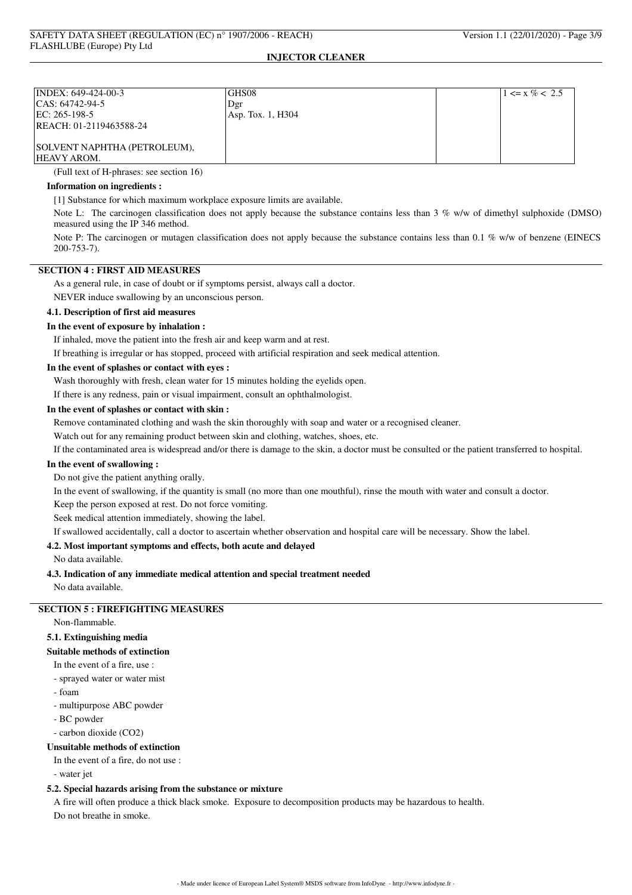| | | | |
|---|---|---|---|
| INDEX: 649-424-00-3<br>CAS: 64742-94-5<br>EC: 265-198-5<br>REACH: 01-2119463588-24<br><br>SOLVENT NAPHTHA (PETROLEUM), HEAVY AROM. | GHS08<br>Dgr<br>Asp. Tox. 1, H304 | | 1 <= x % < 2.5 |

(Full text of H-phrases: see section 16)

**Information on ingredients :**

[1] Substance for which maximum workplace exposure limits are available.

Note L: The carcinogen classification does not apply because the substance contains less than 3 % w/w of dimethyl sulphoxide (DMSO) measured using the IP 346 method.

Note P: The carcinogen or mutagen classification does not apply because the substance contains less than 0.1 % w/w of benzene (EINECS 200-753-7).

## SECTION 4 : FIRST AID MEASURES

As a general rule, in case of doubt or if symptoms persist, always call a doctor.

NEVER induce swallowing by an unconscious person.

### 4.1. Description of first aid measures

**In the event of exposure by inhalation :**

If inhaled, move the patient into the fresh air and keep warm and at rest.

If breathing is irregular or has stopped, proceed with artificial respiration and seek medical attention.

**In the event of splashes or contact with eyes :**

Wash thoroughly with fresh, clean water for 15 minutes holding the eyelids open.

If there is any redness, pain or visual impairment, consult an ophthalmologist.

**In the event of splashes or contact with skin :**

Remove contaminated clothing and wash the skin thoroughly with soap and water or a recognised cleaner.

Watch out for any remaining product between skin and clothing, watches, shoes, etc.

If the contaminated area is widespread and/or there is damage to the skin, a doctor must be consulted or the patient transferred to hospital.

**In the event of swallowing :**

Do not give the patient anything orally.

In the event of swallowing, if the quantity is small (no more than one mouthful), rinse the mouth with water and consult a doctor.

Keep the person exposed at rest. Do not force vomiting.

Seek medical attention immediately, showing the label.

If swallowed accidentally, call a doctor to ascertain whether observation and hospital care will be necessary. Show the label.

### 4.2. Most important symptoms and effects, both acute and delayed

No data available.

### 4.3. Indication of any immediate medical attention and special treatment needed

No data available.

## SECTION 5 : FIREFIGHTING MEASURES

Non-flammable.

### 5.1. Extinguishing media

**Suitable methods of extinction**

In the event of a fire, use :

- sprayed water or water mist
- foam
- multipurpose ABC powder
- BC powder
- carbon dioxide ($CO_2$)

**Unsuitable methods of extinction**

In the event of a fire, do not use :

- water jet

### 5.2. Special hazards arising from the substance or mixture

A fire will often produce a thick black smoke. Exposure to decomposition products may be hazardous to health.

Do not breathe in smoke.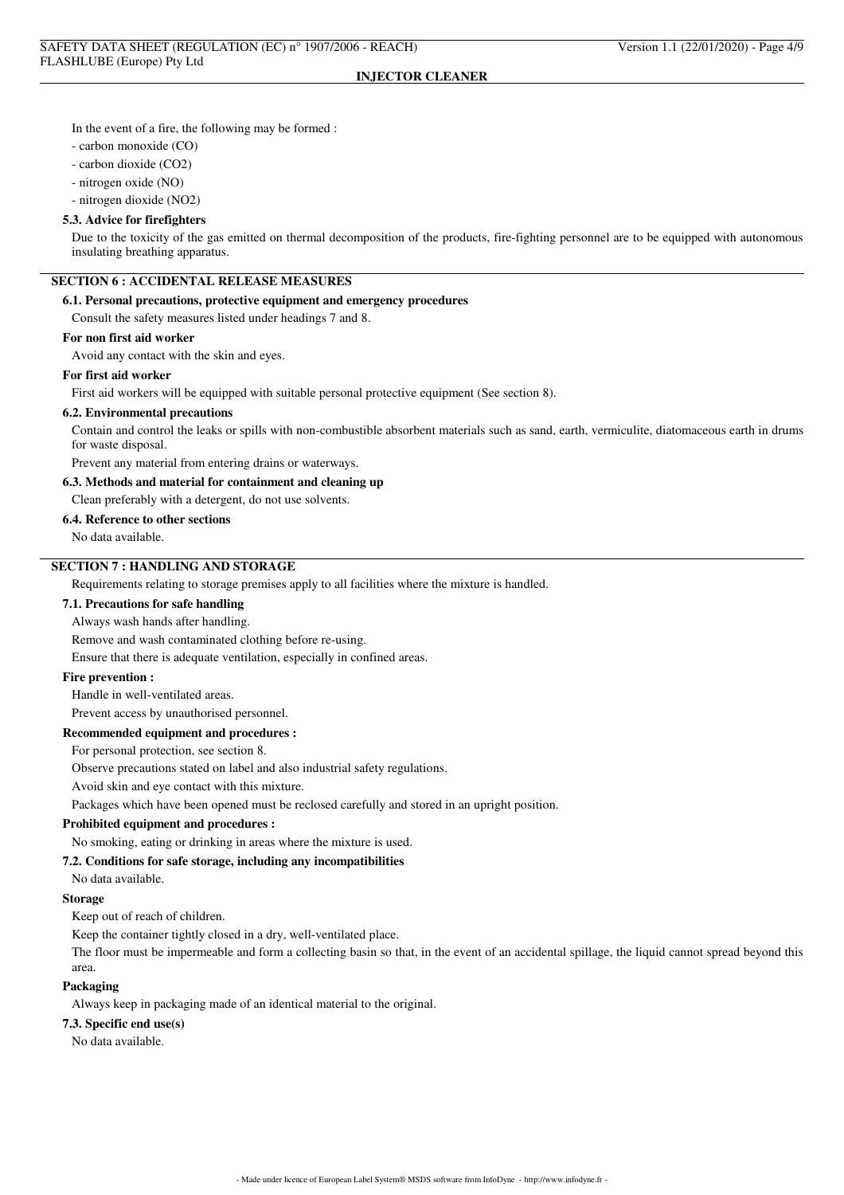In the event of a fire, the following may be formed :

- carbon monoxide (CO)
- carbon dioxide ($CO_2$)
- nitrogen oxide (NO)
- nitrogen dioxide ($NO_2$)

### 5.3. Advice for firefighters

Due to the toxicity of the gas emitted on thermal decomposition of the products, fire-fighting personnel are to be equipped with autonomous insulating breathing apparatus.

## SECTION 6 : ACCIDENTAL RELEASE MEASURES

### 6.1. Personal precautions, protective equipment and emergency procedures

Consult the safety measures listed under headings 7 and 8.

**For non first aid worker**

Avoid any contact with the skin and eyes.

**For first aid worker**

First aid workers will be equipped with suitable personal protective equipment (See section 8).

### 6.2. Environmental precautions

Contain and control the leaks or spills with non-combustible absorbent materials such as sand, earth, vermiculite, diatomaceous earth in drums for waste disposal.

Prevent any material from entering drains or waterways.

### 6.3. Methods and material for containment and cleaning up

Clean preferably with a detergent, do not use solvents.

### 6.4. Reference to other sections

No data available.

## SECTION 7 : HANDLING AND STORAGE

Requirements relating to storage premises apply to all facilities where the mixture is handled.

### 7.1. Precautions for safe handling

Always wash hands after handling.

Remove and wash contaminated clothing before re-using.

Ensure that there is adequate ventilation, especially in confined areas.

**Fire prevention :**

Handle in well-ventilated areas.

Prevent access by unauthorised personnel.

**Recommended equipment and procedures :**

For personal protection, see section 8.

Observe precautions stated on label and also industrial safety regulations.

Avoid skin and eye contact with this mixture.

Packages which have been opened must be reclosed carefully and stored in an upright position.

**Prohibited equipment and procedures :**

No smoking, eating or drinking in areas where the mixture is used.

### 7.2. Conditions for safe storage, including any incompatibilities

No data available.

**Storage**

Keep out of reach of children.

Keep the container tightly closed in a dry, well-ventilated place.

The floor must be impermeable and form a collecting basin so that, in the event of an accidental spillage, the liquid cannot spread beyond this area.

**Packaging**

Always keep in packaging made of an identical material to the original.

### 7.3. Specific end use(s)

No data available.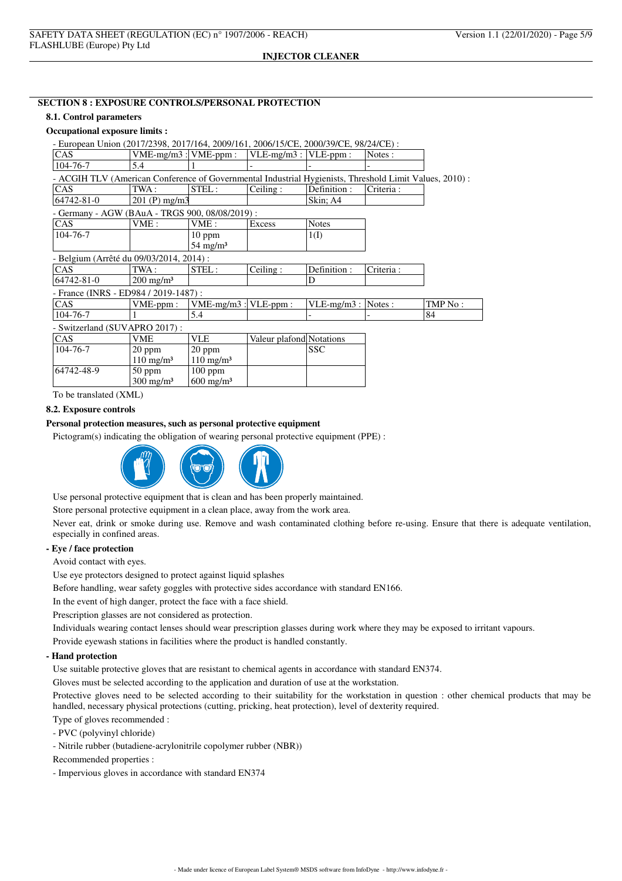## SECTION 8 : EXPOSURE CONTROLS/PERSONAL PROTECTION

### 8.1. Control parameters

**Occupational exposure limits :**

- European Union (2017/2398, 2017/164, 2009/161, 2006/15/CE, 2000/39/CE, 98/24/CE) :

| CAS | VME-mg/m3 : | VME-ppm : | VLE-mg/m3 : | VLE-ppm : | Notes : |
|---|---|---|---|---|---|
| 104-76-7 | 5.4 | 1 | - | - | - |

- ACGIH TLV (American Conference of Governmental Industrial Hygienists, Threshold Limit Values, 2010) :

| CAS | TWA : | STEL : | Ceiling : | Definition : | Criteria : |
|---|---|---|---|---|---|
| 64742-81-0 | 201 (P) mg/m3 | | | Skin; A4 | |

- Germany - AGW (BAuA - TRGS 900, 08/08/2019) :

| CAS | VME : | VME : | Excess | Notes |
|---|---|---|---|---|
| 104-76-7 | | 10 ppm<br>54 mg/m³ | | 1(I) |

- Belgium (Arrêté du 09/03/2014, 2014) :

| CAS | TWA : | STEL : | Ceiling : | Definition : | Criteria : |
|---|---|---|---|---|---|
| 64742-81-0 | 200 mg/m³ | | | D | |

- France (INRS - ED984 / 2019-1487) :

| CAS | VME-ppm : | VME-mg/m3 : | VLE-ppm : | VLE-mg/m3 : | Notes : | TMP No : |
|---|---|---|---|---|---|---|
| 104-76-7 | 1 | 5.4 | | - | - | 84 |

- Switzerland (SUVAPRO 2017) :

| CAS | VME | VLE | Valeur plafond | Notations |
|---|---|---|---|---|
| 104-76-7 | 20 ppm<br>110 mg/m³ | 20 ppm<br>110 mg/m³ | | SSC |
| 64742-48-9 | 50 ppm<br>300 mg/m³ | 100 ppm<br>600 mg/m³ | | |

To be translated (XML)

### 8.2. Exposure controls

**Personal protection measures, such as personal protective equipment**

Pictogram(s) indicating the obligation of wearing personal protective equipment (PPE) :

Use personal protective equipment that is clean and has been properly maintained.

Store personal protective equipment in a clean place, away from the work area.

Never eat, drink or smoke during use. Remove and wash contaminated clothing before re-using. Ensure that there is adequate ventilation, especially in confined areas.

**- Eye / face protection**

Avoid contact with eyes.

Use eye protectors designed to protect against liquid splashes

Before handling, wear safety goggles with protective sides accordance with standard EN166.

In the event of high danger, protect the face with a face shield.

Prescription glasses are not considered as protection.

Individuals wearing contact lenses should wear prescription glasses during work where they may be exposed to irritant vapours.

Provide eyewash stations in facilities where the product is handled constantly.

**- Hand protection**

Use suitable protective gloves that are resistant to chemical agents in accordance with standard EN374.

Gloves must be selected according to the application and duration of use at the workstation.

Protective gloves need to be selected according to their suitability for the workstation in question : other chemical products that may be handled, necessary physical protections (cutting, pricking, heat protection), level of dexterity required.

Type of gloves recommended :

- PVC (polyvinyl chloride)
- Nitrile rubber (butadiene-acrylonitrile copolymer rubber (NBR))

Recommended properties :

- Impervious gloves in accordance with standard EN374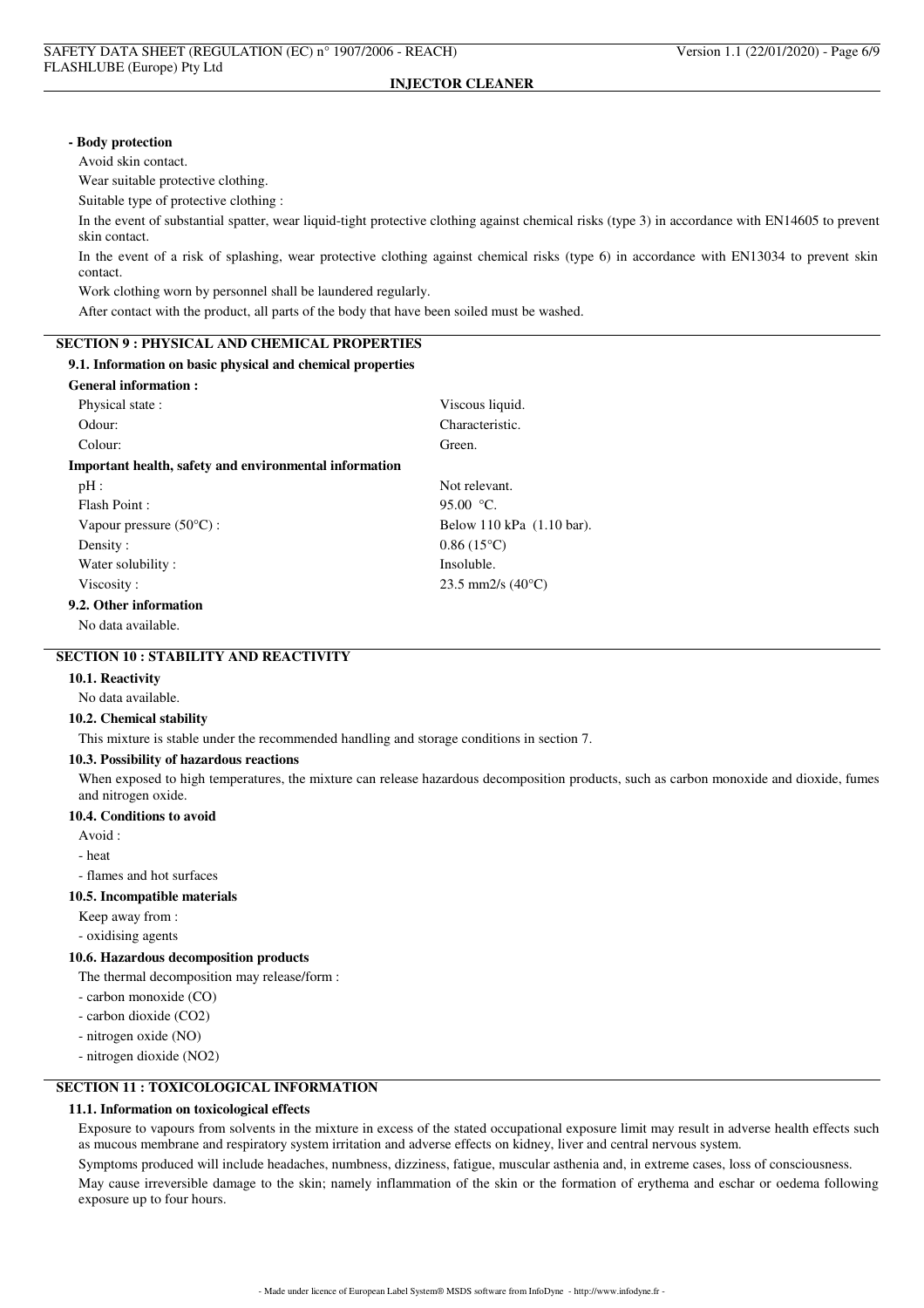**- Body protection**

Avoid skin contact.

Wear suitable protective clothing.

Suitable type of protective clothing :

In the event of substantial spatter, wear liquid-tight protective clothing against chemical risks (type 3) in accordance with EN14605 to prevent skin contact.

In the event of a risk of splashing, wear protective clothing against chemical risks (type 6) in accordance with EN13034 to prevent skin contact.

Work clothing worn by personnel shall be laundered regularly.

After contact with the product, all parts of the body that have been soiled must be washed.

## SECTION 9 : PHYSICAL AND CHEMICAL PROPERTIES

### 9.1. Information on basic physical and chemical properties

**General information :**

| | |
|---|---|
| Physical state : | Viscous liquid. |
| Odour: | Characteristic. |
| Colour: | Green. |

**Important health, safety and environmental information**

| | |
|---|---|
| pH : | Not relevant. |
| Flash Point : | 95.00 °C. |
| Vapour pressure (50°C) : | Below 110 kPa (1.10 bar). |
| Density : | 0.86 (15°C) |
| Water solubility : | Insoluble. |
| Viscosity : | 23.5 mm2/s (40°C) |

### 9.2. Other information

No data available.

## SECTION 10 : STABILITY AND REACTIVITY

### 10.1. Reactivity

No data available.

### 10.2. Chemical stability

This mixture is stable under the recommended handling and storage conditions in section 7.

### 10.3. Possibility of hazardous reactions

When exposed to high temperatures, the mixture can release hazardous decomposition products, such as carbon monoxide and dioxide, fumes and nitrogen oxide.

### 10.4. Conditions to avoid

Avoid :

- heat
- flames and hot surfaces

### 10.5. Incompatible materials

Keep away from :

- oxidising agents

### 10.6. Hazardous decomposition products

The thermal decomposition may release/form :

- carbon monoxide (CO)
- carbon dioxide ($CO_2$)
- nitrogen oxide (NO)
- nitrogen dioxide ($NO_2$)

## SECTION 11 : TOXICOLOGICAL INFORMATION

### 11.1. Information on toxicological effects

Exposure to vapours from solvents in the mixture in excess of the stated occupational exposure limit may result in adverse health effects such as mucous membrane and respiratory system irritation and adverse effects on kidney, liver and central nervous system.

Symptoms produced will include headaches, numbness, dizziness, fatigue, muscular asthenia and, in extreme cases, loss of consciousness.

May cause irreversible damage to the skin; namely inflammation of the skin or the formation of erythema and eschar or oedema following exposure up to four hours.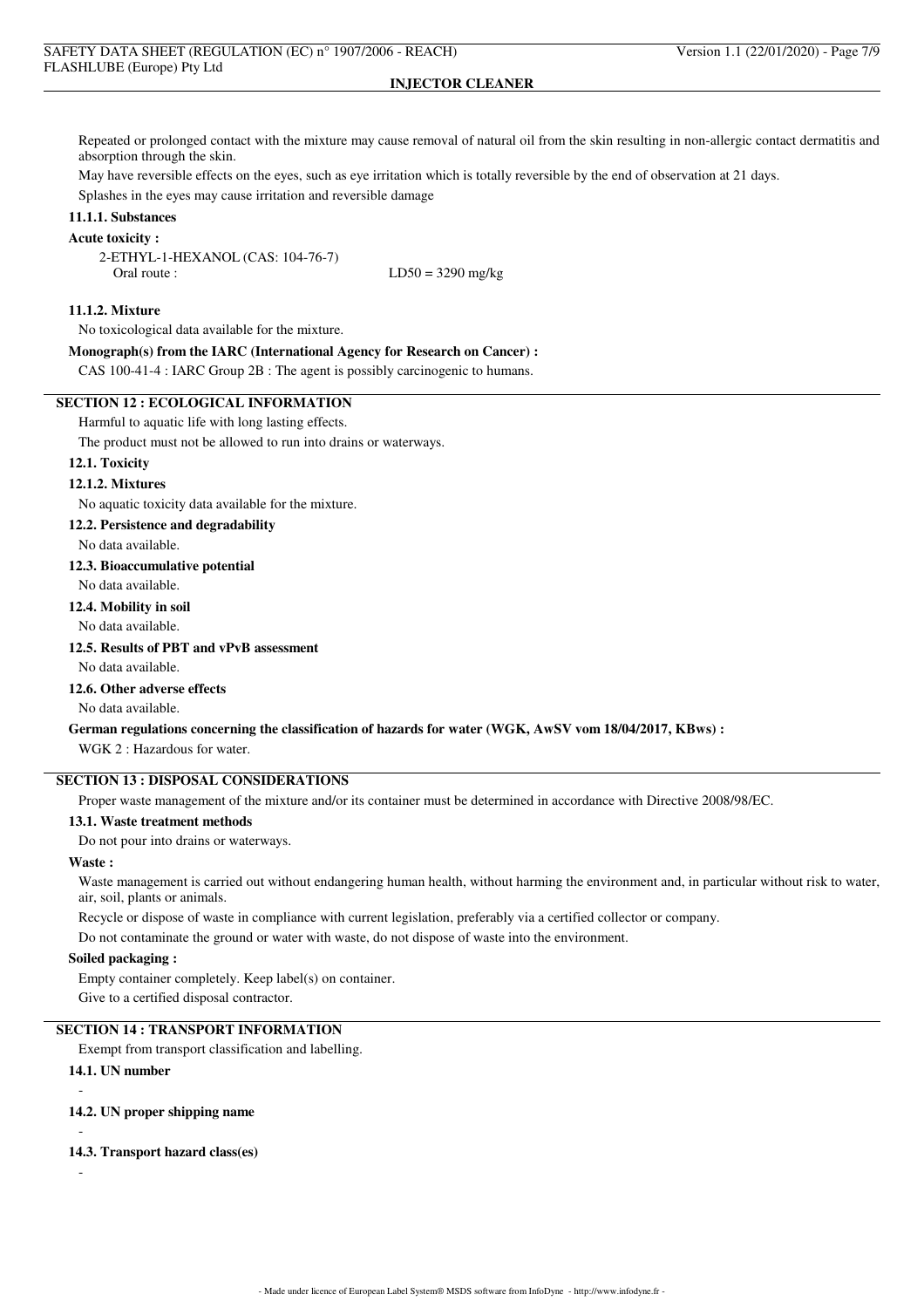Repeated or prolonged contact with the mixture may cause removal of natural oil from the skin resulting in non-allergic contact dermatitis and absorption through the skin.

May have reversible effects on the eyes, such as eye irritation which is totally reversible by the end of observation at 21 days.

Splashes in the eyes may cause irritation and reversible damage

### 11.1.1. Substances

**Acute toxicity :**

2-ETHYL-1-HEXANOL (CAS: 104-76-7)
Oral route : LD50 = 3290 mg/kg

### 11.1.2. Mixture

No toxicological data available for the mixture.

**Monograph(s) from the IARC (International Agency for Research on Cancer) :**

CAS 100-41-4 : IARC Group 2B : The agent is possibly carcinogenic to humans.

## SECTION 12 : ECOLOGICAL INFORMATION

Harmful to aquatic life with long lasting effects.

The product must not be allowed to run into drains or waterways.

### 12.1. Toxicity

### 12.1.2. Mixtures

No aquatic toxicity data available for the mixture.

### 12.2. Persistence and degradability

No data available.

### 12.3. Bioaccumulative potential

No data available.

### 12.4. Mobility in soil

No data available.

### 12.5. Results of PBT and vPvB assessment

No data available.

### 12.6. Other adverse effects

No data available.

**German regulations concerning the classification of hazards for water (WGK, AwSV vom 18/04/2017, KBws) :**

WGK 2 : Hazardous for water.

## SECTION 13 : DISPOSAL CONSIDERATIONS

Proper waste management of the mixture and/or its container must be determined in accordance with Directive 2008/98/EC.

### 13.1. Waste treatment methods

Do not pour into drains or waterways.

**Waste :**

Waste management is carried out without endangering human health, without harming the environment and, in particular without risk to water, air, soil, plants or animals.

Recycle or dispose of waste in compliance with current legislation, preferably via a certified collector or company.

Do not contaminate the ground or water with waste, do not dispose of waste into the environment.

**Soiled packaging :**

Empty container completely. Keep label(s) on container.

Give to a certified disposal contractor.

## SECTION 14 : TRANSPORT INFORMATION

Exempt from transport classification and labelling.

### 14.1. UN number

-

### 14.2. UN proper shipping name

-

### 14.3. Transport hazard class(es)

-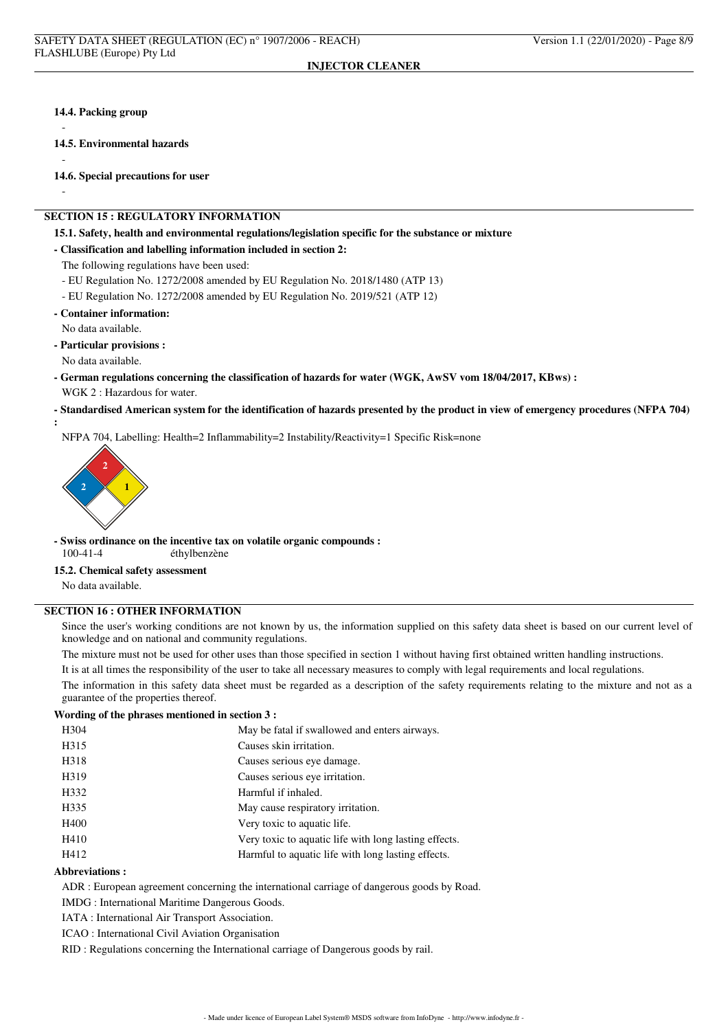### 14.4. Packing group

-

### 14.5. Environmental hazards

-

### 14.6. Special precautions for user

-

## SECTION 15 : REGULATORY INFORMATION

### 15.1. Safety, health and environmental regulations/legislation specific for the substance or mixture

**- Classification and labelling information included in section 2:**

The following regulations have been used:

- EU Regulation No. 1272/2008 amended by EU Regulation No. 2018/1480 (ATP 13)
- EU Regulation No. 1272/2008 amended by EU Regulation No. 2019/521 (ATP 12)

**- Container information:**

No data available.

**- Particular provisions :**

No data available.

**- German regulations concerning the classification of hazards for water (WGK, AwSV vom 18/04/2017, KBws) :**

WGK 2 : Hazardous for water.

**- Standardised American system for the identification of hazards presented by the product in view of emergency procedures (NFPA 704) :**

NFPA 704, Labelling: Health=2 Inflammability=2 Instability/Reactivity=1 Specific Risk=none

**- Swiss ordinance on the incentive tax on volatile organic compounds :**

100-41-4 éthylbenzène

### 15.2. Chemical safety assessment

No data available.

## SECTION 16 : OTHER INFORMATION

Since the user's working conditions are not known by us, the information supplied on this safety data sheet is based on our current level of knowledge and on national and community regulations.

The mixture must not be used for other uses than those specified in section 1 without having first obtained written handling instructions.

It is at all times the responsibility of the user to take all necessary measures to comply with legal requirements and local regulations.

The information in this safety data sheet must be regarded as a description of the safety requirements relating to the mixture and not as a guarantee of the properties thereof.

**Wording of the phrases mentioned in section 3 :**

| | |
|---|---|
| H304 | May be fatal if swallowed and enters airways. |
| H315 | Causes skin irritation. |
| H318 | Causes serious eye damage. |
| H319 | Causes serious eye irritation. |
| H332 | Harmful if inhaled. |
| H335 | May cause respiratory irritation. |
| H400 | Very toxic to aquatic life. |
| H410 | Very toxic to aquatic life with long lasting effects. |
| H412 | Harmful to aquatic life with long lasting effects. |

**Abbreviations :**

ADR : European agreement concerning the international carriage of dangerous goods by Road.

IMDG : International Maritime Dangerous Goods.

IATA : International Air Transport Association.

ICAO : International Civil Aviation Organisation

RID : Regulations concerning the International carriage of Dangerous goods by rail.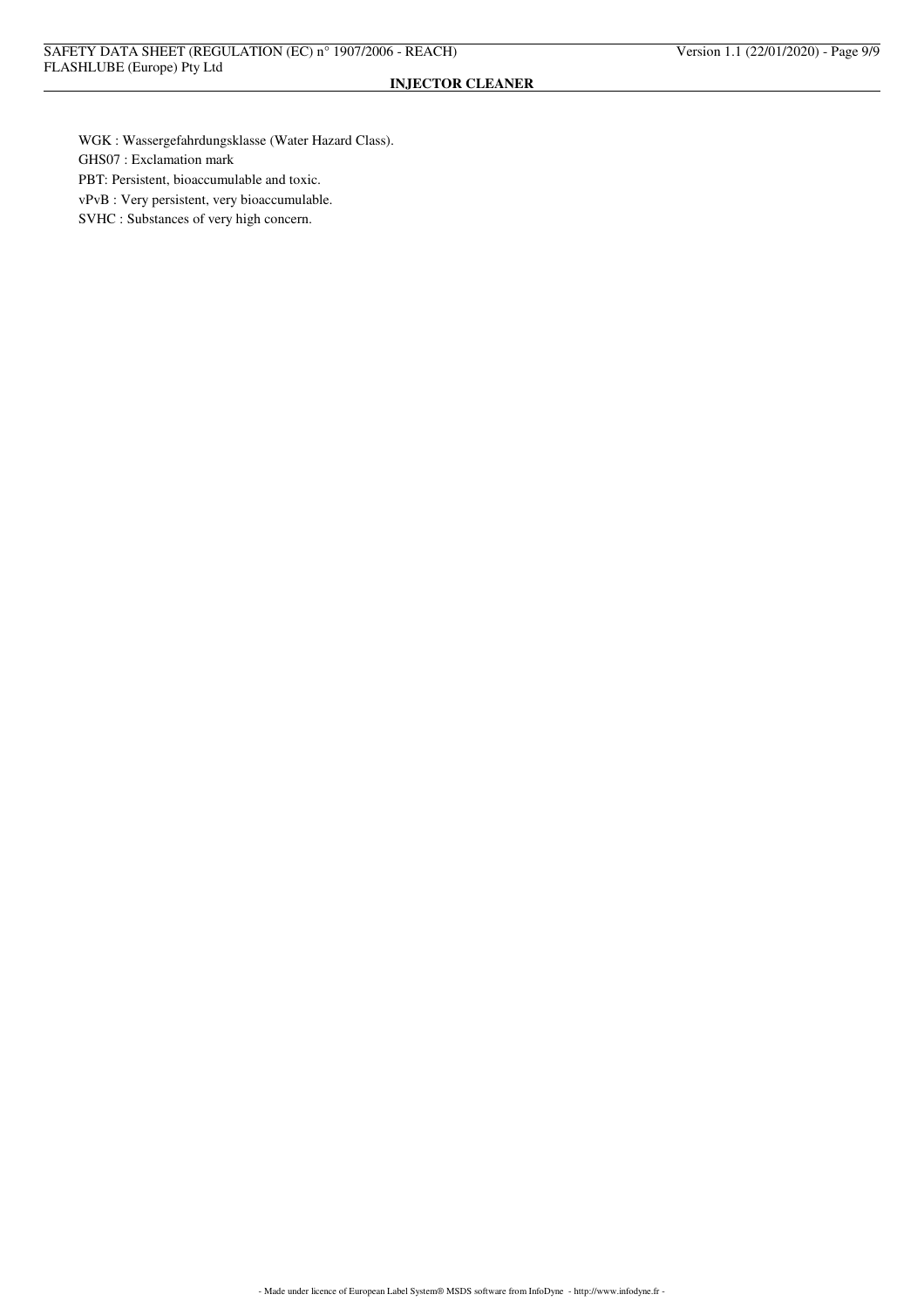WGK : Wassergefahrdungsklasse (Water Hazard Class).

GHS07 : Exclamation mark

PBT: Persistent, bioaccumulable and toxic.

vPvB : Very persistent, very bioaccumulable.

SVHC : Substances of very high concern.